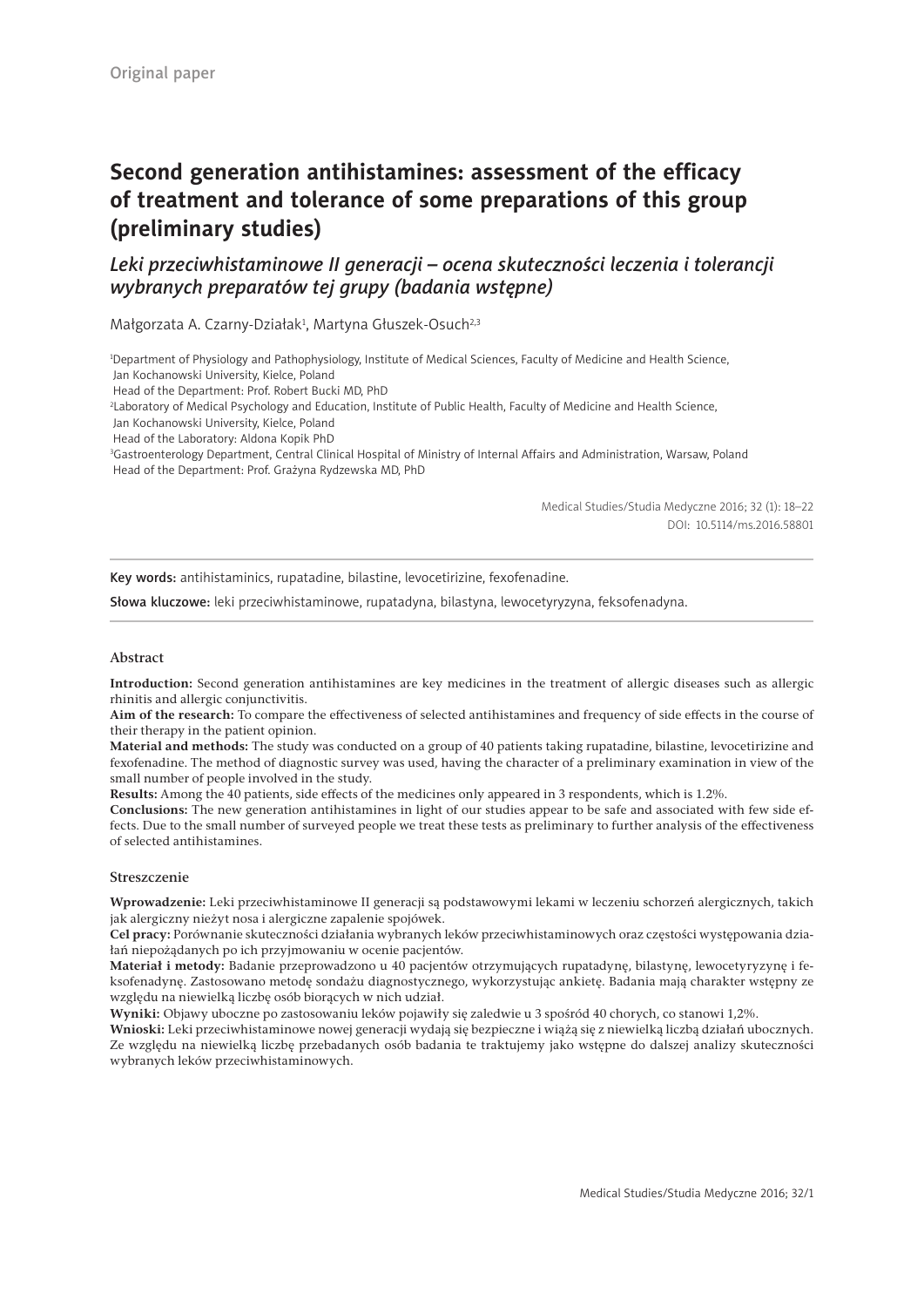Original paper

# Second generation antihistamines: assessment of the efficacy of treatment and tolerance of some preparations of this group (preliminary studies)

## *Leki przeciwhistaminowe II generacji – ocena skuteczności leczenia i tolerancji wybranych preparatów tej grupy (badania wstępne)*

Małgorzata A. Czarny-Działak[1], Martyna Głuszek-Osuch[2,3]

[1]Department of Physiology and Pathophysiology, Institute of Medical Sciences, Faculty of Medicine and Health Science, Jan Kochanowski University, Kielce, Poland
Head of the Department: Prof. Robert Bucki MD, PhD

[2]Laboratory of Medical Psychology and Education, Institute of Public Health, Faculty of Medicine and Health Science, Jan Kochanowski University, Kielce, Poland
Head of the Laboratory: Aldona Kopik PhD

[3]Gastroenterology Department, Central Clinical Hospital of Ministry of Internal Affairs and Administration, Warsaw, Poland
Head of the Department: Prof. Grażyna Rydzewska MD, PhD

Medical Studies/Studia Medyczne 2016; 32 (1): 18–22
DOI: 10.5114/ms.2016.58801

**Key words:** antihistaminics, rupatadine, bilastine, levocetirizine, fexofenadine.

**Słowa kluczowe:** leki przeciwhistaminowe, rupatadyna, bilastyna, lewocetyryzyna, feksofenadyna.

### Abstract

**Introduction:** Second generation antihistamines are key medicines in the treatment of allergic diseases such as allergic rhinitis and allergic conjunctivitis.

**Aim of the research:** To compare the effectiveness of selected antihistamines and frequency of side effects in the course of their therapy in the patient opinion.

**Material and methods:** The study was conducted on a group of 40 patients taking rupatadine, bilastine, levocetirizine and fexofenadine. The method of diagnostic survey was used, having the character of a preliminary examination in view of the small number of people involved in the study.

**Results:** Among the 40 patients, side effects of the medicines only appeared in 3 respondents, which is 1.2%.

**Conclusions:** The new generation antihistamines in light of our studies appear to be safe and associated with few side effects. Due to the small number of surveyed people we treat these tests as preliminary to further analysis of the effectiveness of selected antihistamines.

### Streszczenie

**Wprowadzenie:** Leki przeciwhistaminowe II generacji są podstawowymi lekami w leczeniu schorzeń alergicznych, takich jak alergiczny nieżyt nosa i alergiczne zapalenie spojówek.

**Cel pracy:** Porównanie skuteczności działania wybranych leków przeciwhistaminowych oraz częstości występowania działań niepożądanych po ich przyjmowaniu w ocenie pacjentów.

**Materiał i metody:** Badanie przeprowadzono u 40 pacjentów otrzymujących rupatadynę, bilastynę, lewocetyryzynę i feksofenadynę. Zastosowano metodę sondażu diagnostycznego, wykorzystując ankietę. Badania mają charakter wstępny ze względu na niewielką liczbę osób biorących w nich udział.

**Wyniki:** Objawy uboczne po zastosowaniu leków pojawiły się zaledwie u 3 spośród 40 chorych, co stanowi 1,2%.

**Wnioski:** Leki przeciwhistaminowe nowej generacji wydają się bezpieczne i wiążą się z niewielką liczbą działań ubocznych. Ze względu na niewielką liczbę przebadanych osób badania te traktujemy jako wstępne do dalszej analizy skuteczności wybranych leków przeciwhistaminowych.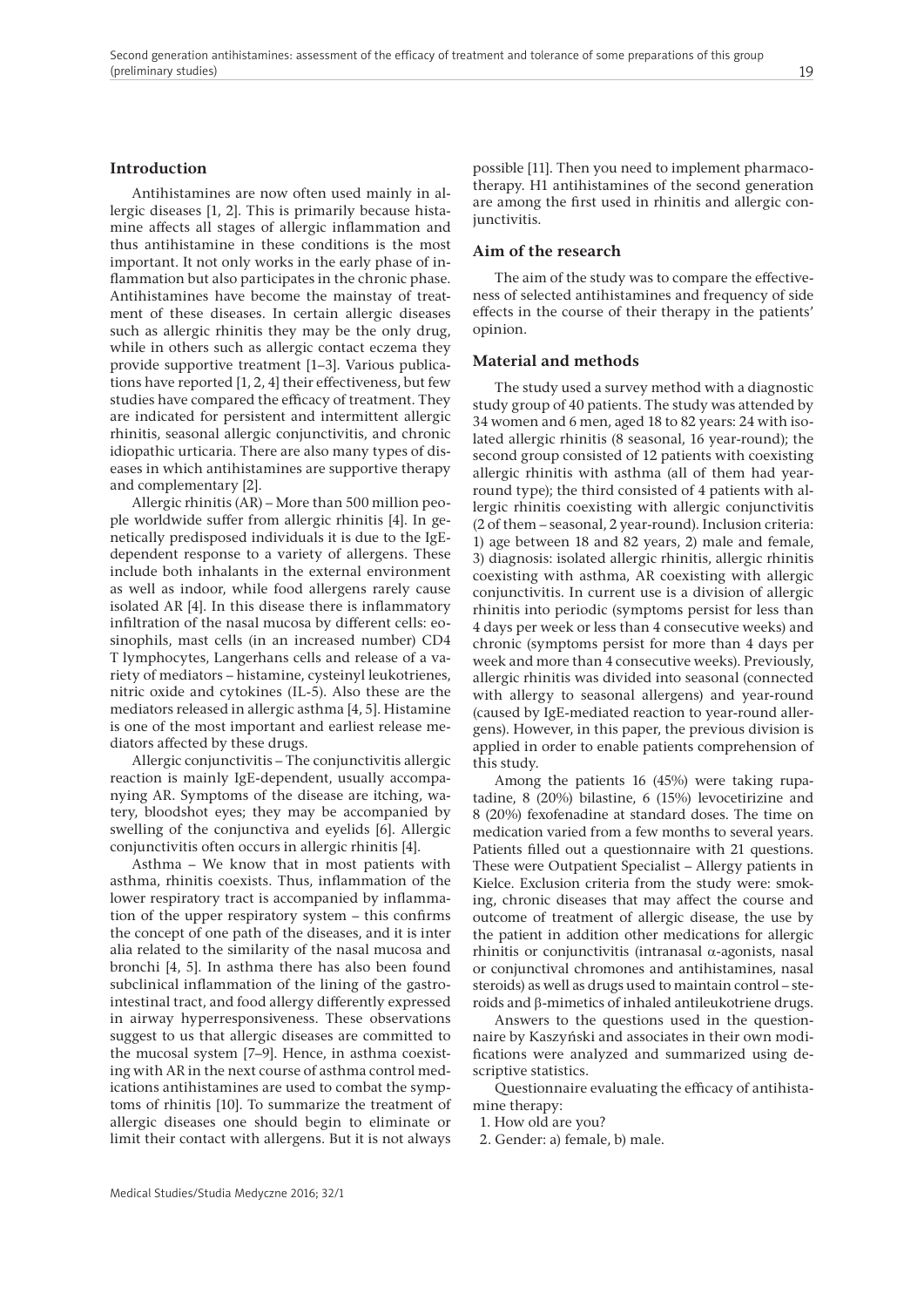## Introduction

Antihistamines are now often used mainly in allergic diseases [1, 2]. This is primarily because histamine affects all stages of allergic inflammation and thus antihistamine in these conditions is the most important. It not only works in the early phase of inflammation but also participates in the chronic phase. Antihistamines have become the mainstay of treatment of these diseases. In certain allergic diseases such as allergic rhinitis they may be the only drug, while in others such as allergic contact eczema they provide supportive treatment [1–3]. Various publications have reported [1, 2, 4] their effectiveness, but few studies have compared the efficacy of treatment. They are indicated for persistent and intermittent allergic rhinitis, seasonal allergic conjunctivitis, and chronic idiopathic urticaria. There are also many types of diseases in which antihistamines are supportive therapy and complementary [2].

Allergic rhinitis (AR) – More than 500 million people worldwide suffer from allergic rhinitis [4]. In genetically predisposed individuals it is due to the IgE-dependent response to a variety of allergens. These include both inhalants in the external environment as well as indoor, while food allergens rarely cause isolated AR [4]. In this disease there is inflammatory infiltration of the nasal mucosa by different cells: eosinophils, mast cells (in an increased number) CD4 T lymphocytes, Langerhans cells and release of a variety of mediators – histamine, cysteinyl leukotrienes, nitric oxide and cytokines (IL-5). Also these are the mediators released in allergic asthma [4, 5]. Histamine is one of the most important and earliest release mediators affected by these drugs.

Allergic conjunctivitis – The conjunctivitis allergic reaction is mainly IgE-dependent, usually accompanying AR. Symptoms of the disease are itching, watery, bloodshot eyes; they may be accompanied by swelling of the conjunctiva and eyelids [6]. Allergic conjunctivitis often occurs in allergic rhinitis [4].

Asthma – We know that in most patients with asthma, rhinitis coexists. Thus, inflammation of the lower respiratory tract is accompanied by inflammation of the upper respiratory system – this confirms the concept of one path of the diseases, and it is inter alia related to the similarity of the nasal mucosa and bronchi [4, 5]. In asthma there has also been found subclinical inflammation of the lining of the gastrointestinal tract, and food allergy differently expressed in airway hyperresponsiveness. These observations suggest to us that allergic diseases are committed to the mucosal system [7–9]. Hence, in asthma coexisting with AR in the next course of asthma control medications antihistamines are used to combat the symptoms of rhinitis [10]. To summarize the treatment of allergic diseases one should begin to eliminate or limit their contact with allergens. But it is not always possible [11]. Then you need to implement pharmacotherapy. H1 antihistamines of the second generation are among the first used in rhinitis and allergic conjunctivitis.

## Aim of the research

The aim of the study was to compare the effectiveness of selected antihistamines and frequency of side effects in the course of their therapy in the patients' opinion.

## Material and methods

The study used a survey method with a diagnostic study group of 40 patients. The study was attended by 34 women and 6 men, aged 18 to 82 years: 24 with isolated allergic rhinitis (8 seasonal, 16 year-round); the second group consisted of 12 patients with coexisting allergic rhinitis with asthma (all of them had year-round type); the third consisted of 4 patients with allergic rhinitis coexisting with allergic conjunctivitis (2 of them – seasonal, 2 year-round). Inclusion criteria: 1) age between 18 and 82 years, 2) male and female, 3) diagnosis: isolated allergic rhinitis, allergic rhinitis coexisting with asthma, AR coexisting with allergic conjunctivitis. In current use is a division of allergic rhinitis into periodic (symptoms persist for less than 4 days per week or less than 4 consecutive weeks) and chronic (symptoms persist for more than 4 days per week and more than 4 consecutive weeks). Previously, allergic rhinitis was divided into seasonal (connected with allergy to seasonal allergens) and year-round (caused by IgE-mediated reaction to year-round allergens). However, in this paper, the previous division is applied in order to enable patients comprehension of this study.

Among the patients 16 (45%) were taking rupatadine, 8 (20%) bilastine, 6 (15%) levocetirizine and 8 (20%) fexofenadine at standard doses. The time on medication varied from a few months to several years. Patients filled out a questionnaire with 21 questions. These were Outpatient Specialist – Allergy patients in Kielce. Exclusion criteria from the study were: smoking, chronic diseases that may affect the course and outcome of treatment of allergic disease, the use by the patient in addition other medications for allergic rhinitis or conjunctivitis (intranasal α-agonists, nasal or conjunctival chromones and antihistamines, nasal steroids) as well as drugs used to maintain control – steroids and β-mimetics of inhaled antileukotriene drugs.

Answers to the questions used in the questionnaire by Kaszyński and associates in their own modifications were analyzed and summarized using descriptive statistics.

Questionnaire evaluating the efficacy of antihistamine therapy:

1. How old are you?
2. Gender: a) female, b) male.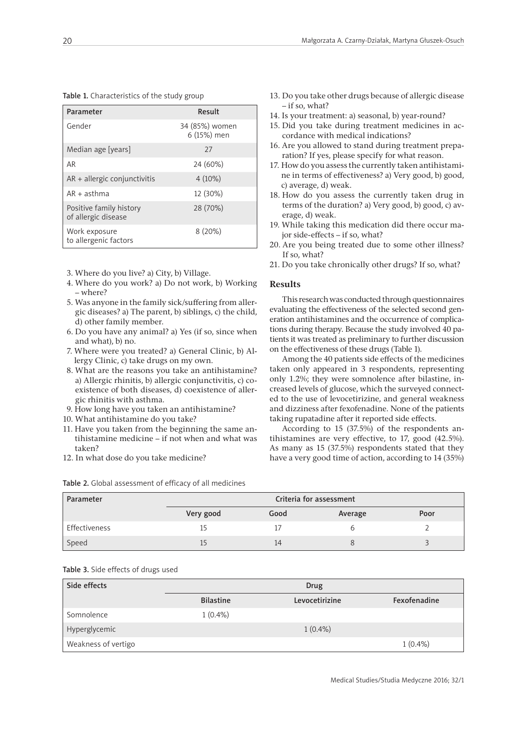**Table 1.** Characteristics of the study group

| Parameter | Result |
|---|---|
| Gender | 34 (85%) women 6 (15%) men |
| Median age [years] | 27 |
| AR | 24 (60%) |
| AR + allergic conjunctivitis | 4 (10%) |
| AR + asthma | 12 (30%) |
| Positive family history of allergic disease | 28 (70%) |
| Work exposure to allergenic factors | 8 (20%) |

3. Where do you live? a) City, b) Village.
4. Where do you work? a) Do not work, b) Working – where?
5. Was anyone in the family sick/suffering from allergic diseases? a) The parent, b) siblings, c) the child, d) other family member.
6. Do you have any animal? a) Yes (if so, since when and what), b) no.
7. Where were you treated? a) General Clinic, b) Allergy Clinic, c) take drugs on my own.
8. What are the reasons you take an antihistamine? a) Allergic rhinitis, b) allergic conjunctivitis, c) coexistence of both diseases, d) coexistence of allergic rhinitis with asthma.
9. How long have you taken an antihistamine?
10. What antihistamine do you take?
11. Have you taken from the beginning the same antihistamine medicine – if not when and what was taken?
12. In what dose do you take medicine?
13. Do you take other drugs because of allergic disease – if so, what?
14. Is your treatment: a) seasonal, b) year-round?
15. Did you take during treatment medicines in accordance with medical indications?
16. Are you allowed to stand during treatment preparation? If yes, please specify for what reason.
17. How do you assess the currently taken antihistamine in terms of effectiveness? a) Very good, b) good, c) average, d) weak.
18. How do you assess the currently taken drug in terms of the duration? a) Very good, b) good, c) average, d) weak.
19. While taking this medication did there occur major side-effects – if so, what?
20. Are you being treated due to some other illness? If so, what?
21. Do you take chronically other drugs? If so, what?

## Results

This research was conducted through questionnaires evaluating the effectiveness of the selected second generation antihistamines and the occurrence of complications during therapy. Because the study involved 40 patients it was treated as preliminary to further discussion on the effectiveness of these drugs (Table 1).

Among the 40 patients side effects of the medicines taken only appeared in 3 respondents, representing only 1.2%; they were somnolence after bilastine, increased levels of glucose, which the surveyed connected to the use of levocetirizine, and general weakness and dizziness after fexofenadine. None of the patients taking rupatadine after it reported side effects.

According to 15 (37.5%) of the respondents antihistamines are very effective, to 17, good (42.5%). As many as 15 (37.5%) respondents stated that they have a very good time of action, according to 14 (35%)

**Table 2.** Global assessment of efficacy of all medicines

| Parameter | Criteria for assessment | | | |
|---|---|---|---|---|
| | Very good | Good | Average | Poor |
| Effectiveness | 15 | 17 | 6 | 2 |
| Speed | 15 | 14 | 8 | 3 |

**Table 3.** Side effects of drugs used

| Side effects | Drug | | |
|---|---|---|---|
| | Bilastine | Levocetirizine | Fexofenadine |
| Somnolence | 1 (0.4%) | | |
| Hyperglycemic | | 1 (0.4%) | |
| Weakness of vertigo | | | 1 (0.4%) |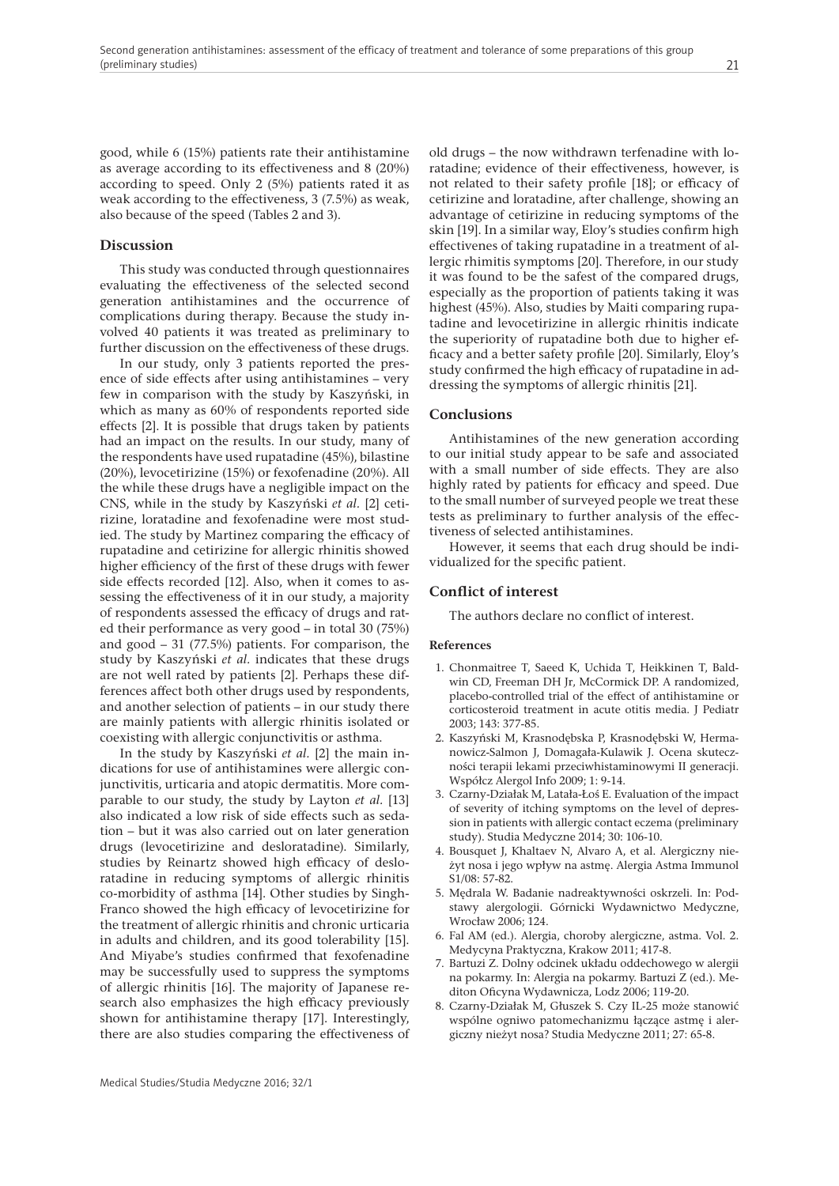good, while 6 (15%) patients rate their antihistamine as average according to its effectiveness and 8 (20%) according to speed. Only 2 (5%) patients rated it as weak according to the effectiveness, 3 (7.5%) as weak, also because of the speed (Tables 2 and 3).

## Discussion

This study was conducted through questionnaires evaluating the effectiveness of the selected second generation antihistamines and the occurrence of complications during therapy. Because the study involved 40 patients it was treated as preliminary to further discussion on the effectiveness of these drugs.

In our study, only 3 patients reported the presence of side effects after using antihistamines – very few in comparison with the study by Kaszyński, in which as many as 60% of respondents reported side effects [2]. It is possible that drugs taken by patients had an impact on the results. In our study, many of the respondents have used rupatadine (45%), bilastine (20%), levocetirizine (15%) or fexofenadine (20%). All the while these drugs have a negligible impact on the CNS, while in the study by Kaszyński *et al.* [2] cetirizine, loratadine and fexofenadine were most studied. The study by Martinez comparing the efficacy of rupatadine and cetirizine for allergic rhinitis showed higher efficiency of the first of these drugs with fewer side effects recorded [12]. Also, when it comes to assessing the effectiveness of it in our study, a majority of respondents assessed the efficacy of drugs and rated their performance as very good – in total 30 (75%) and good – 31 (77.5%) patients. For comparison, the study by Kaszyński *et al.* indicates that these drugs are not well rated by patients [2]. Perhaps these differences affect both other drugs used by respondents, and another selection of patients – in our study there are mainly patients with allergic rhinitis isolated or coexisting with allergic conjunctivitis or asthma.

In the study by Kaszyński *et al.* [2] the main indications for use of antihistamines were allergic conjunctivitis, urticaria and atopic dermatitis. More comparable to our study, the study by Layton *et al.* [13] also indicated a low risk of side effects such as sedation – but it was also carried out on later generation drugs (levocetirizine and desloratadine). Similarly, studies by Reinartz showed high efficacy of desloratadine in reducing symptoms of allergic rhinitis co-morbidity of asthma [14]. Other studies by Singh-Franco showed the high efficacy of levocetirizine for the treatment of allergic rhinitis and chronic urticaria in adults and children, and its good tolerability [15]. And Miyabe's studies confirmed that fexofenadine may be successfully used to suppress the symptoms of allergic rhinitis [16]. The majority of Japanese research also emphasizes the high efficacy previously shown for antihistamine therapy [17]. Interestingly, there are also studies comparing the effectiveness of old drugs – the now withdrawn terfenadine with loratadine; evidence of their effectiveness, however, is not related to their safety profile [18]; or efficacy of cetirizine and loratadine, after challenge, showing an advantage of cetirizine in reducing symptoms of the skin [19]. In a similar way, Eloy's studies confirm high effectivenes of taking rupatadine in a treatment of allergic rhinitis symptoms [20]. Therefore, in our study it was found to be the safest of the compared drugs, especially as the proportion of patients taking it was highest (45%). Also, studies by Maiti comparing rupatadine and levocetirizine in allergic rhinitis indicate the superiority of rupatadine both due to higher efficacy and a better safety profile [20]. Similarly, Eloy's study confirmed the high efficacy of rupatadine in addressing the symptoms of allergic rhinitis [21].

## Conclusions

Antihistamines of the new generation according to our initial study appear to be safe and associated with a small number of side effects. They are also highly rated by patients for efficacy and speed. Due to the small number of surveyed people we treat these tests as preliminary to further analysis of the effectiveness of selected antihistamines.

However, it seems that each drug should be individualized for the specific patient.

## Conflict of interest

The authors declare no conflict of interest.

## References

1. Chonmaitree T, Saeed K, Uchida T, Heikkinen T, Baldwin CD, Freeman DH Jr, McCormick DP. A randomized, placebo-controlled trial of the effect of antihistamine or corticosteroid treatment in acute otitis media. J Pediatr 2003; 143: 377-85.
2. Kaszyński M, Krasnodębska P, Krasnodębski W, Hermanowicz-Salmon J, Domagała-Kulawik J. Ocena skuteczności terapii lekami przeciwhistaminowymi II generacji. Współcz Alergol Info 2009; 1: 9-14.
3. Czarny-Działak M, Latała-Łoś E. Evaluation of the impact of severity of itching symptoms on the level of depression in patients with allergic contact eczema (preliminary study). Studia Medyczne 2014; 30: 106-10.
4. Bousquet J, Khaltaev N, Alvaro A, et al. Alergiczny nieżyt nosa i jego wpływ na astmę. Alergia Astma Immunol S1/08: 57-82.
5. Mędrala W. Badanie nadreaktywności oskrzeli. In: Podstawy alergologii. Górnicki Wydawnictwo Medyczne, Wrocław 2006; 124.
6. Fal AM (ed.). Alergia, choroby alergiczne, astma. Vol. 2. Medycyna Praktyczna, Krakow 2011; 417-8.
7. Bartuzi Z. Dolny odcinek układu oddechowego w alergii na pokarmy. In: Alergia na pokarmy. Bartuzi Z (ed.). Mediton Oficyna Wydawnicza, Lodz 2006; 119-20.
8. Czarny-Działak M, Głuszek S. Czy IL-25 może stanowić wspólne ogniwo patomechanizmu łączące astmę i alergiczny nieżyt nosa? Studia Medyczne 2011; 27: 65-8.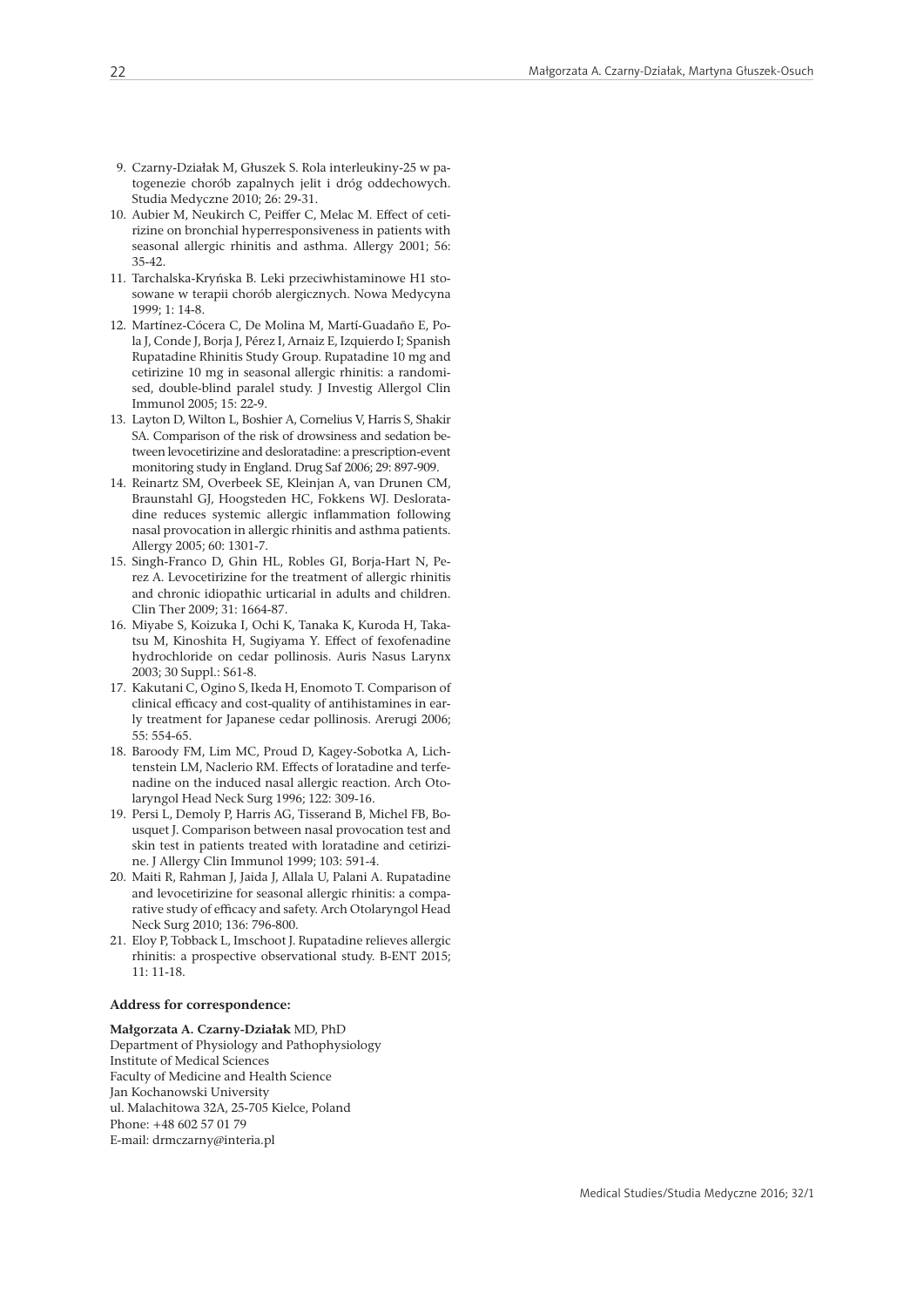9. Czarny-Działak M, Głuszek S. Rola interleukiny-25 w patogenezie chorób zapalnych jelit i dróg oddechowych. Studia Medyczne 2010; 26: 29-31.
10. Aubier M, Neukirch C, Peiffer C, Melac M. Effect of cetirizine on bronchial hyperresponsiveness in patients with seasonal allergic rhinitis and asthma. Allergy 2001; 56: 35-42.
11. Tarchalska-Kryńska B. Leki przeciwhistaminowe H1 stosowane w terapii chorób alergicznych. Nowa Medycyna 1999; 1: 14-8.
12. Martínez-Cócera C, De Molina M, Martí-Guadaño E, Pola J, Conde J, Borja J, Pérez I, Arnaiz E, Izquierdo I; Spanish Rupatadine Rhinitis Study Group. Rupatadine 10 mg and cetirizine 10 mg in seasonal allergic rhinitis: a randomised, double-blind paralel study. J Investig Allergol Clin Immunol 2005; 15: 22-9.
13. Layton D, Wilton L, Boshier A, Cornelius V, Harris S, Shakir SA. Comparison of the risk of drowsiness and sedation between levocetirizine and desloratadine: a prescription-event monitoring study in England. Drug Saf 2006; 29: 897-909.
14. Reinartz SM, Overbeek SE, Kleinjan A, van Drunen CM, Braunstahl GJ, Hoogsteden HC, Fokkens WJ. Desloratadine reduces systemic allergic inflammation following nasal provocation in allergic rhinitis and asthma patients. Allergy 2005; 60: 1301-7.
15. Singh-Franco D, Ghin HL, Robles GI, Borja-Hart N, Perez A. Levocetirizine for the treatment of allergic rhinitis and chronic idiopathic urticarial in adults and children. Clin Ther 2009; 31: 1664-87.
16. Miyabe S, Koizuka I, Ochi K, Tanaka K, Kuroda H, Takatsu M, Kinoshita H, Sugiyama Y. Effect of fexofenadine hydrochloride on cedar pollinosis. Auris Nasus Larynx 2003; 30 Suppl.: S61-8.
17. Kakutani C, Ogino S, Ikeda H, Enomoto T. Comparison of clinical efficacy and cost-quality of antihistamines in early treatment for Japanese cedar pollinosis. Arerugi 2006; 55: 554-65.
18. Baroody FM, Lim MC, Proud D, Kagey-Sobotka A, Lichtenstein LM, Naclerio RM. Effects of loratadine and terfenadine on the induced nasal allergic reaction. Arch Otolaryngol Head Neck Surg 1996; 122: 309-16.
19. Persi L, Demoly P, Harris AG, Tisserand B, Michel FB, Bousquet J. Comparison between nasal provocation test and skin test in patients treated with loratadine and cetirizine. J Allergy Clin Immunol 1999; 103: 591-4.
20. Maiti R, Rahman J, Jaida J, Allala U, Palani A. Rupatadine and levocetirizine for seasonal allergic rhinitis: a comparative study of efficacy and safety. Arch Otolaryngol Head Neck Surg 2010; 136: 796-800.
21. Eloy P, Tobback L, Imschoot J. Rupatadine relieves allergic rhinitis: a prospective observational study. B-ENT 2015; 11: 11-18.

**Address for correspondence:**

**Małgorzata A. Czarny-Działak** MD, PhD
Department of Physiology and Pathophysiology
Institute of Medical Sciences
Faculty of Medicine and Health Science
Jan Kochanowski University
ul. Malachitowa 32A, 25-705 Kielce, Poland
Phone: +48 602 57 01 79
E-mail: drmczarny@interia.pl